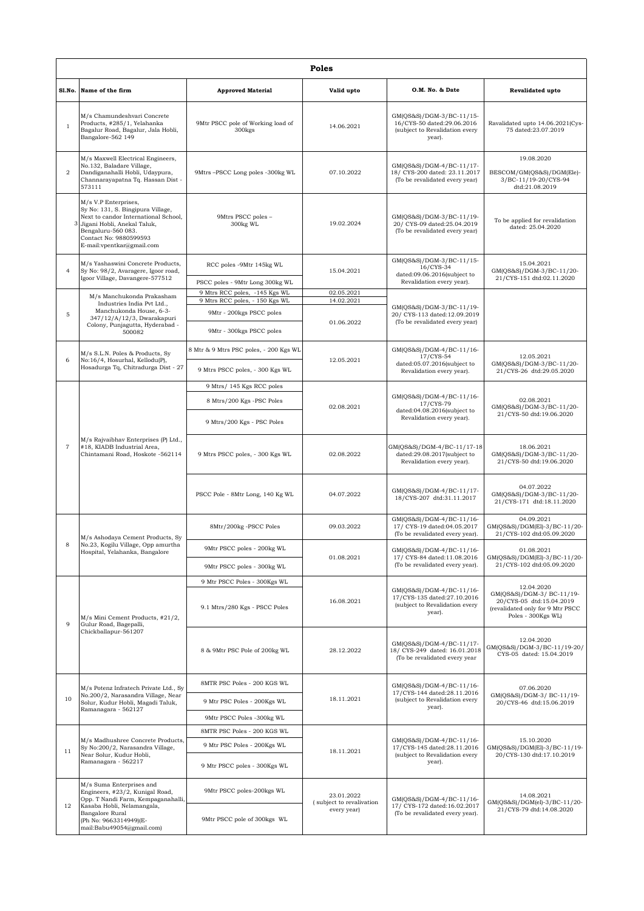# Poles

| Sl.No. | Name of the firm | Approved Material | Valid upto | O.M. No. & Date | Revalidated upto |
|---|---|---|---|---|---|
| 1 | M/s Chamundeshvari Concrete Products, #285/1, Yelahanka Bagalur Road, Bagalur, Jala Hobli, Bangalore-562 149 | 9Mtr PSCC pole of Working load of 300kgs | 14.06.2021 | GM(QS&S)/DGM-3/BC-11/15-16/CYS-50 dated:29.06.2016 (subject to Revalidation every year). | Ravalidated upto 14.06.2021(Cys-75 dated:23.07.2019 |
| 2 | M/s Maxwell Electrical Engineers, No.132, Baladare Village, Dandiganahalli Hobli, Udaypura, Channarayapatna Tq. Hassan Dist - 573111 | 9Mtrs –PSCC Long poles -300kg WL | 07.10.2022 | GM(QS&S)/DGM-4/BC-11/17-18/ CYS-200 dated: 23.11.2017 (To be revalidated every year) | 19.08.2020 BESCOM/GM(QS&S)/DGM(Ele)-3/BC-11/19-20/CYS-94 dtd:21.08.2019 |
| 3 | M/s V.P Enterprises, Sy No: 131, S. Bingipura Village, Next to candor International School, Jigani Hobli, Anekal Taluk, Bengaluru-560 083. Contact No: 9880599593 E-mail:vpentkar@gmail.com | 9Mtrs PSCC poles – 300kg WL | 19.02.2024 | GM(QS&S)/DGM-3/BC-11/19-20/ CYS-09 dated:25.04.2019 (To be revalidated every year) | To be applied for revalidation dated: 25.04.2020 |
| 4 | M/s Yashaswini Concrete Products, Sy No: 98/2, Avaragere, Igoor road, Igoor Village, Davangere-577512 | RCC poles -9Mtr 145kg WL | 15.04.2021 | GM(QS&S)/DGM-3/BC-11/15-16/CYS-34 dated:09.06.2016(subject to Revalidation every year). | 15.04.2021 GM(QS&S)/DGM-3/BC-11/20-21/CYS-151 dtd:02.11.2020 |
| | | PSCC poles - 9Mtr Long 300kg WL | | | |
| 5 | M/s Manchukonda Prakasham Industries India Pvt Ltd., Manchukonda House, 6-3-347/12/A/12/3, Dwarakapuri Colony, Punjagutta, Hyderabad - 500082 | 9 Mtrs RCC poles, -145 Kgs WL | 02.05.2021 | GM(QS&S)/DGM-3/BC-11/19-20/ CYS-113 dated:12.09.2019 (To be revalidated every year) | |
| | | 9 Mtrs RCC poles, - 150 Kgs WL | 14.02.2021 | | |
| | | 9Mtr - 200kgs PSCC poles | 01.06.2022 | | |
| | | 9Mtr - 300kgs PSCC poles | | | |
| 6 | M/s S.L.N. Poles & Products, Sy No:16/4, Hosurhal, Kellodu(P), Hosadurga Tq, Chitradurga Dist - 27 | 8 Mtr & 9 Mtrs PSC poles, - 200 Kgs WL | 12.05.2021 | GM(QS&S)/DGM-4/BC-11/16-17/CYS-54 dated:05.07.2016(subject to Revalidation every year). | 12.05.2021 GM(QS&S)/DGM-3/BC-11/20-21/CYS-26 dtd:29.05.2020 |
| | | 9 Mtrs PSCC poles, - 300 Kgs WL | | | |
| 7 | M/s Rajvaibhav Enterprises (P) Ltd., #18, KIADB Industrial Area, Chintamani Road, Hoskote -562114 | 9 Mtrs/ 145 Kgs RCC poles | 02.08.2021 | GM(QS&S)/DGM-4/BC-11/16-17/CYS-79 dated:04.08.2016(subject to Revalidation every year). | 02.08.2021 GM(QS&S)/DGM-3/BC-11/20-21/CYS-50 dtd:19.06.2020 |
| | | 8 Mtrs/200 Kgs -PSC Poles | | | |
| | | 9 Mtrs/200 Kgs - PSC Poles | | | |
| | | 9 Mtrs PSCC poles, - 300 Kgs WL | 02.08.2022 | GM(QS&S)/DGM-4/BC-11/17-18 dated:29.08.2017(subject to Revalidation every year). | 18.06.2021 GM(QS&S)/DGM-3/BC-11/20-21/CYS-50 dtd:19.06.2020 |
| | | PSCC Pole - 8Mtr Long, 140 Kg WL | 04.07.2022 | GM(QS&S)/DGM-4/BC-11/17-18/CYS-207 dtd:31.11.2017 | 04.07.2022 GM(QS&S)/DGM-3/BC-11/20-21/CYS-171 dtd:18.11.2020 |
| 8 | M/s Ashodaya Cement Products, Sy No.23, Kogilu Village, Opp amurtha Hospital, Yelahanka, Bangalore | 8Mtr/200kg -PSCC Poles | 09.03.2022 | GM(QS&S)/DGM-4/BC-11/16-17/ CYS-19 dated:04.05.2017 (To be revalidated every year). | 04.09.2021 GM(QS&S)/DGM(El)-3/BC-11/20-21/CYS-102 dtd:05.09.2020 |
| | | 9Mtr PSCC poles - 200kg WL | 01.08.2021 | GM(QS&S)/DGM-4/BC-11/16-17/ CYS-84 dated:11.08.2016 (To be revalidated every year). | 01.08.2021 GM(QS&S)/DGM(El)-3/BC-11/20-21/CYS-102 dtd:05.09.2020 |
| | | 9Mtr PSCC poles - 300kg WL | | | |
| 9 | M/s Mini Cement Products, #21/2, Gulur Road, Bagepalli, Chickballapur-561207 | 9 Mtr PSCC Poles - 300Kgs WL | 16.08.2021 | GM(QS&S)/DGM-4/BC-11/16-17/CYS-135 dated:27.10.2016 (subject to Revalidation every year). | 12.04.2020 GM(QS&S)/DGM-3/ BC-11/19-20/CYS-05 dtd:15.04.2019 (revalidated only for 9 Mtr PSCC Poles - 300Kgs WL) |
| | | 9.1 Mtrs/280 Kgs - PSCC Poles | | | |
| | | 8 & 9Mtr PSC Pole of 200kg WL | 28.12.2022 | GM(QS&S)/DGM-4/BC-11/17-18/ CYS-249 dated: 16.01.2018 (To be revalidated every year | 12.04.2020 GM(QS&S)/DGM-3/BC-11/19-20/ CYS-05 dated: 15.04.2019 |
| 10 | M/s Potenz Infratech Private Ltd., Sy No.200/2, Narasandra Village, Near Solur, Kudur Hobli, Magadi Taluk, Ramanagara - 562127 | 8MTR PSC Poles - 200 KGS WL | 18.11.2021 | GM(QS&S)/DGM-4/BC-11/16-17/CYS-144 dated:28.11.2016 (subject to Revalidation every year). | 07.06.2020 GM(QS&S)/DGM-3/ BC-11/19-20/CYS-46 dtd:15.06.2019 |
| | | 9 Mtr PSC Poles - 200Kgs WL | | | |
| | | 9Mtr PSCC Poles -300kg WL | | | |
| 11 | M/s Madhushree Concrete Products, Sy No:200/2, Narasandra Village, Near Solur, Kudur Hobli, Ramanagara - 562217 | 8MTR PSC Poles - 200 KGS WL | 18.11.2021 | GM(QS&S)/DGM-4/BC-11/16-17/CYS-145 dated:28.11.2016 (subject to Revalidation every year). | 15.10.2020 GM(QS&S)/DGM(El)-3/BC-11/19-20/CYS-130 dtd:17.10.2019 |
| | | 9 Mtr PSC Poles - 200Kgs WL | | | |
| | | 9 Mtr PSCC poles - 300Kgs WL | | | |
| 12 | M/s Suma Enterprises and Engineers, #23/2, Kunigal Road, Opp. T Nandi Farm, Kempaganahalli, Kasaba Hobli, Nelamangala, Bangalore Rural (Ph No: 9663314949)(E-mail:Babu49054@gmail.com) | 9Mtr PSCC poles-200kgs WL | 23.01.2022 ( subject to revalivation every year) | GM(QS&S)/DGM-4/BC-11/16-17/ CYS-172 dated:16.02.2017 (To be revalidated every year). | 14.08.2021 GM(QS&S)/DGM(el)-3/BC-11/20-21/CYS-79 dtd:14.08.2020 |
| | | 9Mtr PSCC pole of 300kgs WL | | | |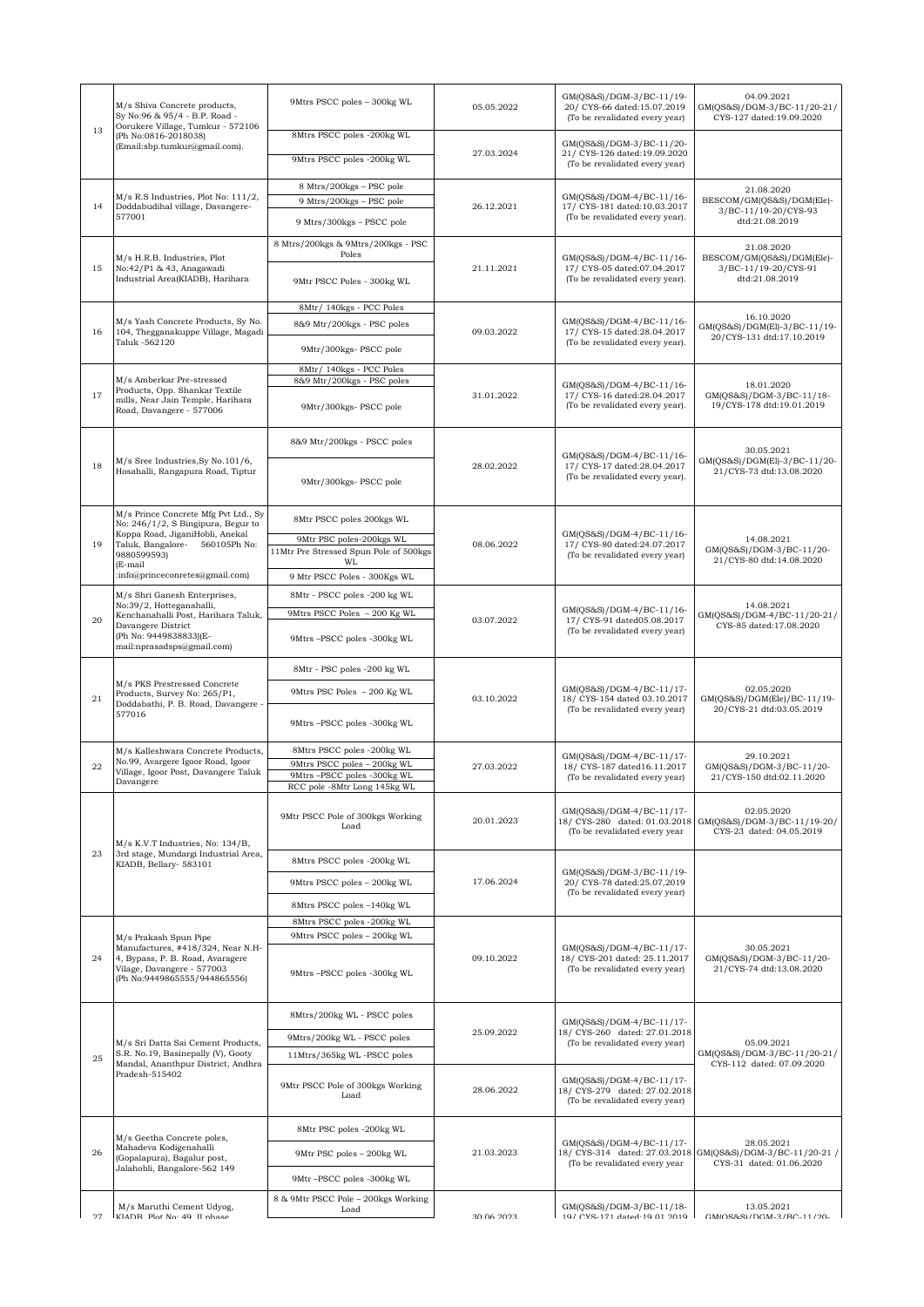| | | | | | |
|---|---|---|---|---|---|
| 13 | M/s Shiva Concrete products, Sy No:96 & 95/4 - B.P. Road - Oorukere Village, Tumkur - 572106 (Ph No:0816-2018038) (Email:sbp.tumkur@gmail.com). | 9Mtrs PSCC poles – 300kg WL | 05.05.2022 | GM(QS&S)/DGM-3/BC-11/19-20/ CYS-66 dated:15.07.2019 (To be revalidated every year) | 04.09.2021 GM(QS&S)/DGM-3/BC-11/20-21/ CYS-127 dated:19.09.2020 |
| | | 8Mtrs PSCC poles -200kg WL<br>9Mtrs PSCC poles -200kg WL | 27.03.2024 | GM(QS&S)/DGM-3/BC-11/20-21/ CYS-126 dated:19.09.2020 (To be revalidated every year) | |
| 14 | M/s R.S Industries, Plot No: 111/2, Doddabudihal village, Davangere-577001 | 8 Mtrs/200kgs – PSC pole<br>9 Mtrs/200kgs – PSC pole<br>9 Mtrs/300kgs – PSCC pole | 26.12.2021 | GM(QS&S)/DGM-4/BC-11/16-17/ CYS-181 dated:10.03.2017 (To be revalidated every year). | 21.08.2020 BESCOM/GM(QS&S)/DGM(Ele)-3/BC-11/19-20/CYS-93 dtd:21.08.2019 |
| 15 | M/s H.R.B. Industries, Plot No:42/P1 & 43, Anagawadi Industrial Area(KIADB), Harihara | 8 Mtrs/200kgs & 9Mtrs/200kgs - PSC Poles<br>9Mtr PSCC Poles - 300kg WL | 21.11.2021 | GM(QS&S)/DGM-4/BC-11/16-17/ CYS-05 dated:07.04.2017 (To be revalidated every year). | 21.08.2020 BESCOM/GM(QS&S)/DGM(Ele)-3/BC-11/19-20/CYS-91 dtd:21.08.2019 |
| 16 | M/s Yash Concrete Products, Sy No. 104, Thegganakuppe Village, Magadi Taluk -562120 | 8Mtr/ 140kgs - PCC Poles<br>8&9 Mtr/200kgs - PSC poles<br>9Mtr/300kgs- PSCC pole | 09.03.2022 | GM(QS&S)/DGM-4/BC-11/16-17/ CYS-15 dated:28.04.2017 (To be revalidated every year). | 16.10.2020 GM(QS&S)/DGM(El)-3/BC-11/19-20/CYS-131 dtd:17.10.2019 |
| 17 | M/s Amberkar Pre-stressed Products, Opp. Shankar Textile mills, Near Jain Temple, Harihara Road, Davangere - 577006 | 8Mtr/ 140kgs - PCC Poles<br>8&9 Mtr/200kgs - PSC poles<br>9Mtr/300kgs- PSCC pole | 31.01.2022 | GM(QS&S)/DGM-4/BC-11/16-17/ CYS-16 dated:28.04.2017 (To be revalidated every year). | 18.01.2020 GM(QS&S)/DGM-3/BC-11/18-19/CYS-178 dtd:19.01.2019 |
| 18 | M/s Sree Industries,Sy No.101/6, Hosahalli, Rangapura Road, Tiptur | 8&9 Mtr/200kgs - PSCC poles<br>9Mtr/300kgs- PSCC pole | 28.02.2022 | GM(QS&S)/DGM-4/BC-11/16-17/ CYS-17 dated:28.04.2017 (To be revalidated every year). | 30.05.2021 GM(QS&S)/DGM(El)-3/BC-11/20-21/CYS-73 dtd:13.08.2020 |
| 19 | M/s Prince Concrete Mfg Pvt Ltd., Sy No: 246/1/2, S Bingipura, Begur to Koppa Road, JiganiHobli, Anekal Taluk, Bangalore- 560105Ph No: 9880599593) (E-mail :info@princeconretes@gmail.com) | 8Mtr PSCC poles 200kgs WL<br>9Mtr PSC poles-200kgs WL<br>11Mtr Pre Stressed Spun Pole of 500kgs WL<br>9 Mtr PSCC Poles - 300Kgs WL | 08.06.2022 | GM(QS&S)/DGM-4/BC-11/16-17/ CYS-80 dated:24.07.2017 (To be revalidated every year) | 14.08.2021 GM(QS&S)/DGM-3/BC-11/20-21/CYS-80 dtd:14.08.2020 |
| 20 | M/s Shri Ganesh Enterprises, No:39/2, Hotteganahalli, Kenchanahalli Post, Harihara Taluk, Davangere District (Ph No: 9449838833)(E-mail:nprasadsps@gmail.com) | 8Mtr - PSCC poles -200 kg WL<br>9Mtrs PSCC Poles – 200 Kg WL<br>9Mtrs –PSCC poles -300kg WL | 03.07.2022 | GM(QS&S)/DGM-4/BC-11/16-17/ CYS-91 dated05.08.2017 (To be revalidated every year) | 14.08.2021 GM(QS&S)/DGM-4/BC-11/20-21/ CYS-85 dated:17.08.2020 |
| 21 | M/s PKS Prestressed Concrete Products, Survey No: 265/P1, Doddabathi, P. B. Road, Davangere - 577016 | 8Mtr - PSC poles -200 kg WL<br>9Mtrs PSC Poles – 200 Kg WL<br>9Mtrs –PSCC poles -300kg WL | 03.10.2022 | GM(QS&S)/DGM-4/BC-11/17-18/ CYS-154 dated 03.10.2017 (To be revalidated every year) | 02.05.2020 GM(QS&S)/DGM(Ele)/BC-11/19-20/CYS-21 dtd:03.05.2019 |
| 22 | M/s Kalleshwara Concrete Products, No.99, Avargere Igoor Road, Igoor Village, Igoor Post, Davangere Taluk Davangere | 8Mtrs PSCC poles -200kg WL<br>9Mtrs PSCC poles – 200kg WL<br>9Mtrs –PSCC poles -300kg WL<br>RCC pole -8Mtr Long 145kg WL | 27.03.2022 | GM(QS&S)/DGM-4/BC-11/17-18/ CYS-187 dated16.11.2017 (To be revalidated every year) | 29.10.2021 GM(QS&S)/DGM-3/BC-11/20-21/CYS-150 dtd:02.11.2020 |
| 23 | M/s K.V.T Industries, No: 134/B, 3rd stage, Mundargi Industrial Area, KIADB, Bellary- 583101 | 9Mtr PSCC Pole of 300kgs Working Load | 20.01.2023 | GM(QS&S)/DGM-4/BC-11/17-18/ CYS-280 dated: 01.03.2018 (To be revalidated every year | 02.05.2020 GM(QS&S)/DGM-3/BC-11/19-20/ CYS-23 dated: 04.05.2019 |
| | | 8Mtrs PSCC poles -200kg WL<br>9Mtrs PSCC poles – 200kg WL<br>8Mtrs PSCC poles –140kg WL | 17.06.2024 | GM(QS&S)/DGM-3/BC-11/19-20/ CYS-78 dated:25.07.2019 (To be revalidated every year) | |
| 24 | M/s Prakash Spun Pipe Manufactures, #418/324, Near N.H-4, Bypass, P. B. Road, Avaragere Vilage, Davangere - 577003 (Ph No:9449865555/944865556) | 8Mtrs PSCC poles -200kg WL<br>9Mtrs PSCC poles – 200kg WL<br>9Mtrs –PSCC poles -300kg WL | 09.10.2022 | GM(QS&S)/DGM-4/BC-11/17-18/ CYS-201 dated: 25.11.2017 (To be revalidated every year) | 30.05.2021 GM(QS&S)/DGM-3/BC-11/20-21/CYS-74 dtd:13.08.2020 |
| 25 | M/s Sri Datta Sai Cement Products, S.R. No.19, Basinepally (V), Gooty Mandal, Ananthpur District, Andhra Pradesh-515402 | 8Mtrs/200kg WL - PSCC poles<br>9Mtrs/200kg WL - PSCC poles<br>11Mtrs/365kg WL -PSCC poles | 25.09.2022 | GM(QS&S)/DGM-4/BC-11/17-18/ CYS-260 dated: 27.01.2018 (To be revalidated every year) | 05.09.2021 GM(QS&S)/DGM-3/BC-11/20-21/ CYS-112 dated: 07.09.2020 |
| | | 9Mtr PSCC Pole of 300kgs Working Load | 28.06.2022 | GM(QS&S)/DGM-4/BC-11/17-18/ CYS-279 dated: 27.02.2018 (To be revalidated every year) | |
| 26 | M/s Geetha Concrete poles, Mahadeva Kodigenahalli (Gopalapura), Bagalur post, Jalahobli, Bangalore-562 149 | 8Mtr PSC poles -200kg WL<br>9Mtr PSC poles – 200kg WL<br>9Mtr –PSCC poles -300kg WL | 21.03.2023 | GM(QS&S)/DGM-4/BC-11/17-18/ CYS-314 dated: 27.03.2018 (To be revalidated every year | 28.05.2021 GM(QS&S)/DGM-3/BC-11/20-21 / CYS-31 dated: 01.06.2020 |
| 27 | M/s Maruthi Cement Udyog, KIADB, Plot No: 49, II phase | 8 & 9Mtr PSCC Pole – 200kgs Working Load | 30.06.2023 | GM(QS&S)/DGM-3/BC-11/18-19/ CYS-171 dated:19.01.2019 | 13.05.2021 GM(QS&S)/DGM-3/BC-11/20- |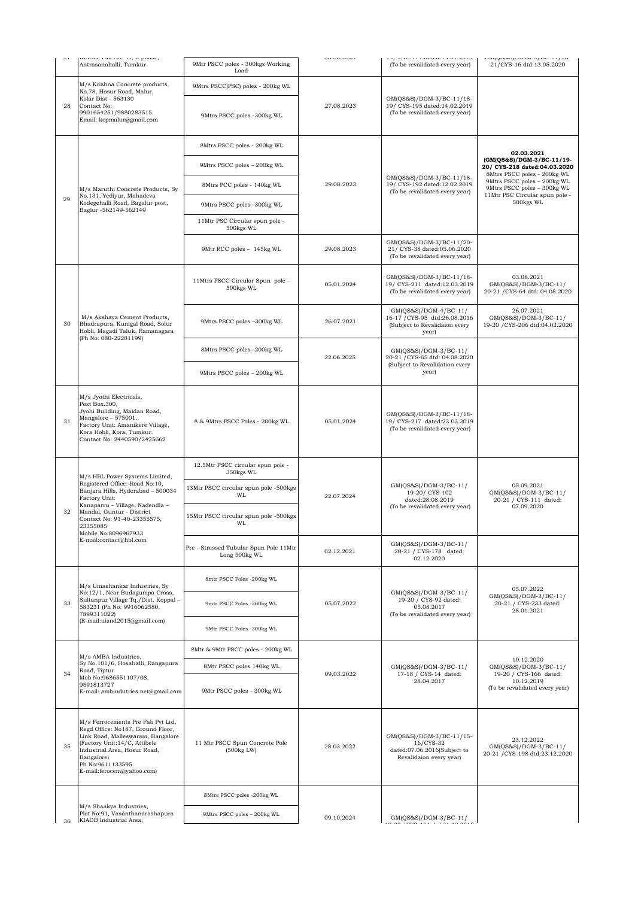| | | | | | |
|---|---|---|---|---|---|
| 27 | KIADB, Plot No. 49, II phase, Antrasanahalli, Tumkur | 9Mtr PSCC poles - 300kgs Working Load | 30.06.2023 | 19/ CYS-174 dated:19.01.2019 (To be revalidated every year) | GM(QS&S)/DGM-3/BC-11/20-21/CYS-16 dtd:13.05.2020 |
| 28 | M/s Krishna Concrete products, No.78, Hosur Road, Malur, Kolar Dist - 563130 Contact No: 9901654251/9880283515 Email: kcpmalur@gmail.com | 9Mtrs PSCC(PSC) poles - 200kg WL | 27.08.2023 | GM(QS&S)/DGM-3/BC-11/18-19/ CYS-195 dated:14.02.2019 (To be revalidated every year) | |
| | | 9Mtrs PSCC poles -300kg WL | | | |
| 29 | M/s Maruthi Concrete Products, Sy No.131, Yediyur, Mahadeva Kodegehalli Road, Bagalur post, Baglur -562149-562149 | 8Mtrs PSCC poles - 200kg WL | 29.08.2023 | GM(QS&S)/DGM-3/BC-11/18-19/ CYS-192 dated:12.02.2019 (To be revalidated every year) | **02.03.2021** **(GM(QS&S)/DGM-3/BC-11/19-20/ CYS-218 dated:04.03.2020** 8Mtrs PSCC poles - 200kg WL 9Mtrs PSCC poles – 200kg WL 9Mtrs PSCC poles – 300kg WL 11Mtr PSC Circular spun pole - 500kgs WL |
| | | 9Mtrs PSCC poles – 200kg WL | | | |
| | | 8Mtrs PCC poles - 140kg WL | | | |
| | | 9Mtrs PSCC poles -300kg WL | | | |
| | | 11Mtr PSC Circular spun pole - 500kgs WL | | | |
| | | 9Mtr RCC poles – 145kg WL | 29.08.2023 | GM(QS&S)/DGM-3/BC-11/20-21/ CYS-38 dated:05.06.2020 (To be revalidated every year) | |
| 30 | M/s Akshaya Cement Products, Bhadrapura, Kunigal Road, Solur Hobli, Magadi Taluk, Ramanagara (Ph No: 080-22281199) | 11Mtrs PSCC Circular Spun pole - 500kgs WL | 05.01.2024 | GM(QS&S)/DGM-3/BC-11/18-19/ CYS-211 dated:12.03.2019 (To be revalidated every year) | 03.08.2021 GM(QS&S)/DGM-3/BC-11/20-21 /CYS-64 dtd: 04.08.2020 |
| | | 9Mtrs PSCC poles –300kg WL | 26.07.2021 | GM(QS&S)/DGM-4/BC-11/16-17 /CYS-95 dtd:26.08.2016 (Subject to Revalidaion every year) | 26.07.2021 GM(QS&S)/DGM-3/BC-11/19-20 /CYS-206 dtd:04.02.2020 |
| | | 8Mtrs PSCC poles -200kg WL | 22.06.2025 | GM(QS&S)/DGM-3/BC-11/20-21 /CYS-65 dtd: 04.08.2020 (Subject to Revalidation every year) | |
| | | 9Mtrs PSCC poles – 200kg WL | | | |
| 31 | M/s Jyothi Electricals, Post Box.300, Jyohi Buliding, Maidan Road, Mangalore – 575001. Factory Unit: Amanikere Village, Kora Hobli, Kora, Tumkur. Contact No: 2440590/2425662 | 8 & 9Mtrs PSCC Poles - 200kg WL | 05.01.2024 | GM(QS&S)/DGM-3/BC-11/18-19/ CYS-217 dated:23.03.2019 (To be revalidated every year) | |
| 32 | M/s HBL Power Systems Limited, Registered Office: Road No:10, Banjara Hills, Hyderabad – 500034 Factory Unit: Kanaparru – Village, Nadendla – Mandal, Guntur - District Contact No: 91-40-23355575, 23355085 Mobile No:8096967933 E-mail:contact@hbl.com | 12.5Mtr PSCC circular spun pole - 350kgs WL | 22.07.2024 | GM(QS&S)/DGM-3/BC-11/19-20/ CYS-102 dated:28.08.2019 (To be revalidated every year) | 05.09.2021 GM(QS&S)/DGM-3/BC-11/20-21 / CYS-111 dated: 07.09.2020 |
| | | 13Mtr PSCC circular spun pole -500kgs WL | | | |
| | | 15Mtr PSCC circular spun pole -500kgs WL | | | |
| | | Pre - Stressed Tubular Spun Pole 11Mtr Long 500kg WL | 02.12.2021 | GM(QS&S)/DGM-3/BC-11/20-21 / CYS-178 dated: 02.12.2020 | |
| 33 | M/s Umashankar Industries, Sy No:12/1, Near Budagumpa Cross, Sultanpur Village Tq./Dist. Koppal – 583231 (Ph No: 9916062580, 7899311022) (E-mail:uisnd2015@gmail.com) | 8mtr PSCC Poles -200kg WL | 05.07.2022 | GM(QS&S)/DGM-3/BC-11/19-20 / CYS-92 dated: 05.08.2017 (To be revalidated every year) | 05.07.2022 GM(QS&S)/DGM-3/BC-11/20-21 / CYS-233 dated: 28.01.2021 |
| | | 9mtr PSCC Poles -200kg WL | | | |
| | | 9Mtr PSCC Poles -300kg WL | | | |
| 34 | M/s AMBA Industries, Sy No.101/6, Hosahalli, Rangapura Road, Tiptur Mob No:9686551107/08, 9591813727 E-mail: ambindutries.net@gmail.com | 8Mtr & 9Mtr PSCC poles - 200kg WL | 09.03.2022 | GM(QS&S)/DGM-3/BC-11/17-18 / CYS-14 dated: 28.04.2017 | 10.12.2020 GM(QS&S)/DGM-3/BC-11/19-20 / CYS-166 dated: 10.12.2019 (To be revalidated every year) |
| | | 8Mtr PSCC poles 140kg WL | | | |
| | | 9Mtr PSCC poles - 300kg WL | | | |
| 35 | M/s Ferrocements Pre Fab Pvt Ltd, Regd Office: No187, Ground Floor, Link Road, Malleswaram, Bangalore (Factory Unit:14/C, Attibele Industrial Area, Hosur Road, Bangalore) Ph No:9611133595 E-mail:ferocem@yahoo.com) | 11 Mtr PSCC Spun Concrete Pole (500kg LW) | 28.03.2022 | GM(QS&S)/DGM-3/BC-11/15-16/CYS-32 dated:07.06.2016(Subject to Revalidaion every year) | 23.12.2022 GM(QS&S)/DGM-3/BC-11/20-21 /CYS-198 dtd:23.12.2020 |
| 36 | M/s Shaakya Industries, Plot No:91, Vasanthanarashapura KIADB Industrial Area, | 8Mtrs PSCC poles -200kg WL | 09.10.2024 | GM(QS&S)/DGM-3/BC-11/ | |
| | | 9Mtrs PSCC poles – 200kg WL | | | |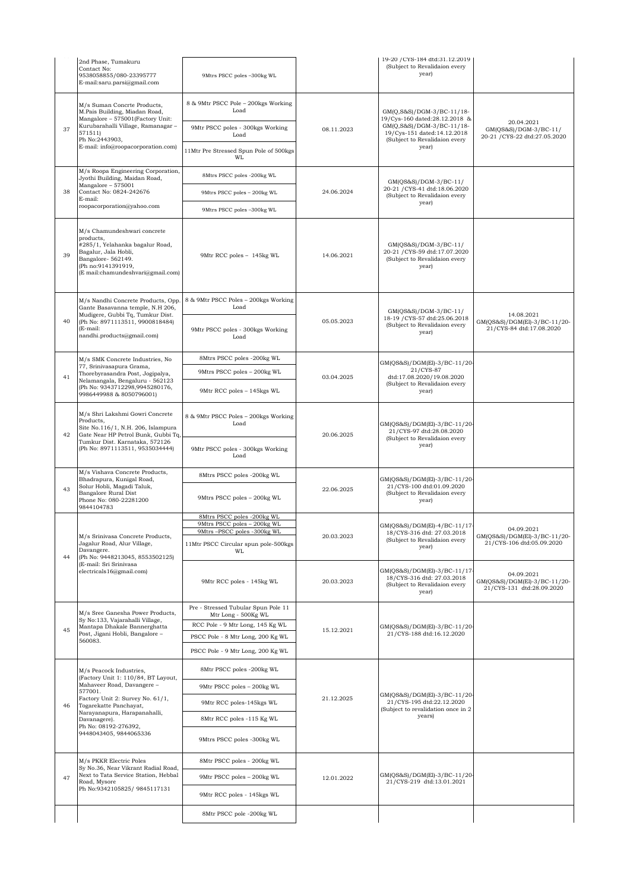| | | | | | |
|---|---|---|---|---|---|
| | 2nd Phase, Tumakuru<br>Contact No: 9538058855/080-23395777<br>E-mail:saru.parsi@gmail.com | 9Mtrs PSCC poles –300kg WL | | 19-20 /CYS-184 dtd:31.12.2019 (Subject to Revalidaion every year) | |
| 37 | M/s Suman Concrte Products, M.Pais Building, Miadan Road, Mangalore – 575001(Factory Unit: Kurubarahalli Village, Ramanagar – 571511)<br>Ph No:2443903,<br>E-mail: info@roopacorporation.com) | 8 & 9Mtr PSCC Pole – 200kgs Working Load<br>9Mtr PSCC poles - 300kgs Working Load<br>11Mtr Pre Stressed Spun Pole of 500kgs WL | 08.11.2023 | GM(Q,S&S)/DGM-3/BC-11/18-19/Cys-160 dated:28.12.2018 & GM(Q,S&S)/DGM-3/BC-11/18-19/Cys-151 dated:14.12.2018 (Subject to Revalidaion every year) | 20.04.2021 GM(QS&S)/DGM-3/BC-11/ 20-21 /CYS-22 dtd:27.05.2020 |
| 38 | M/s Roopa Engineering Corporation, Jyothi Building, Maidan Road, Mangalore – 575001<br>Contact No: 0824-242676<br>E-mail: roopacorporation@yahoo.com | 8Mtrs PSCC poles -200kg WL<br>9Mtrs PSCC poles – 200kg WL<br>9Mtrs PSCC poles –300kg WL | 24.06.2024 | GM(QS&S)/DGM-3/BC-11/ 20-21 /CYS-41 dtd:18.06.2020 (Subject to Revalidaion every year) | |
| 39 | M/s Chamundeshwari concrete products,<br>#285/1, Yelahanka bagalur Road, Bagalur, Jala Hobli, Bangalore- 562149.<br>(Ph no:9141391919,<br>(E mail:chamundeshvari@gmail.com) | 9Mtr RCC poles – 145kg WL | 14.06.2021 | GM(QS&S)/DGM-3/BC-11/ 20-21 /CYS-59 dtd:17.07.2020 (Subject to Revalidaion every year) | |
| 40 | M/s Nandhi Concrete Products, Opp. Gante Basavanna temple, N.H 206, Mudigere, Gubbi Tq, Tumkur Dist.<br>(Ph No: 8971113511, 9900818484)<br>(E-mail: nandhi.products@gmail.com) | 8 & 9Mtr PSCC Poles – 200kgs Working Load<br>9Mtr PSCC poles - 300kgs Working Load | 05.05.2023 | GM(QS&S)/DGM-3/BC-11/ 18-19 /CYS-57 dtd:25.06.2018 (Subject to Revalidaion every year) | 14.08.2021 GM(QS&S)/DGM(El)-3/BC-11/20-21/CYS-84 dtd:17.08.2020 |
| 41 | M/s SMK Concrete Industries, No 77, Srinivasapura Grama, Thorebyrasandra Post, Jogipalya, Nelamangala, Bengaluru - 562123<br>(Ph No: 9343712298,9945280176, 9986449988 & 8050796001) | 8Mtrs PSCC poles -200kg WL<br>9Mtrs PSCC poles – 200kg WL<br>9Mtr RCC poles – 145kg WL | 03.04.2025 | GM(QS&S)/DGM(El)-3/BC-11/20-21/CYS-87 dtd:17.08.2020/19.08.2020 (Subject to Revalidaion every year) | |
| 42 | M/s Shri Lakshmi Gowri Concrete Products,<br>Site No.116/1, N.H. 206, Islampura Gate Near HP Petrol Bunk, Gubbi Tq, Tumkur Dist. Karnataka, 572126<br>(Ph No: 8971113511, 9535034444) | 8 & 9Mtr PSCC Poles – 200kgs Working Load<br>9Mtr PSCC poles - 300kgs Working Load | 20.06.2025 | GM(QS&S)/DGM(El)-3/BC-11/20-21/CYS-97 dtd:28.08.2020 (Subject to Revalidaion every year) | |
| 43 | M/s Vishava Concrete Products, Bhadrapura, Kunigal Road, Solur Hobli, Magadi Taluk, Bangalore Rural Dist<br>Phone No: 080-22281200 9844104783 | 8Mtrs PSCC poles -200kg WL<br>9Mtrs PSCC poles – 200kg WL | 22.06.2025 | GM(QS&S)/DGM(El)-3/BC-11/20-21/CYS-100 dtd:01.09.2020 (Subject to Revalidaion every year) | |
| 44 | M/s Srinivasa Concrete Products, Jagalur Road, Alur Village, Davangere.<br>(Ph No: 9448213045, 8553502125)<br>(E-mail: Sri Srinivasa electricals16@gmail.com) | 8Mtrs PSCC poles -200kg WL<br>9Mtrs PSCC poles – 200kg WL<br>9Mtrs –PSCC poles -300kg WL<br>11Mtr PSCC Circular spun pole-500kgs WL | 20.03.2023 | GM(QS&S)/DGM(El)-4/BC-11/17-18/CYS-316 dtd: 27.03.2018 (Subject to Revalidaion every year) | 04.09.2021 GM(QS&S)/DGM(El)-3/BC-11/20-21/CYS-106 dtd:05.09.2020 |
| | | 9Mtr RCC poles - 145kg WL | 20.03.2023 | GM(QS&S)/DGM(El)-3/BC-11/17-18/CYS-316 dtd: 27.03.2018 (Subject to Revalidaion every year) | 04.09.2021 GM(QS&S)/DGM(El)-3/BC-11/20-21/CYS-131 dtd:28.09.2020 |
| 45 | M/s Sree Ganesha Power Products, Sy No:133, Vajarahalli Village, Mantapa Dhakale Bannerghatta Post, Jigani Hobli, Bangalore – 560083. | Pre - Stressed Tubular Spun Pole 11 Mtr Long - 500Kg WL<br>RCC Pole - 9 Mtr Long, 145 Kg WL<br>PSCC Pole - 8 Mtr Long, 200 Kg WL<br>PSCC Pole - 9 Mtr Long, 200 Kg WL | 15.12.2021 | GM(QS&S)/DGM(El)-3/BC-11/20-21/CYS-188 dtd:16.12.2020 | |
| 46 | M/s Peacock Industries,<br>(Factory Unit 1: 110/84, BT Layout, Mahaveer Road, Davangere – 577001.<br>Factory Unit 2: Survey No. 61/1, Togarekatte Panchayat, Narayanapura, Harapanahalli, Davanagere).<br>Ph No: 08192-276392, 9448043405, 9844065336 | 8Mtr PSCC poles -200kg WL<br>9Mtr PSCC poles – 200kg WL<br>9Mtr RCC poles-145kgs WL<br>8Mtr RCC poles -115 Kg WL<br>9Mtrs PSCC poles -300kg WL | 21.12.2025 | GM(QS&S)/DGM(El)-3/BC-11/20-21/CYS-195 dtd:22.12.2020 (Subject to revalidation once in 2 years) | |
| 47 | M/s PKKR Electric Poles<br>Sy No.36, Near Vikrant Radial Road, Next to Tata Service Station, Hebbal Road, Mysore<br>Ph No:9342105825/ 9845117131 | 8Mtr PSCC poles - 200kg WL<br>9Mtr PSCC poles – 200kg WL<br>9Mtr RCC poles - 145kgs WL | 12.01.2022 | GM(QS&S)/DGM(El)-3/BC-11/20-21/CYS-219 dtd:13.01.2021 | |
| | | 8Mtr PSCC pole -200kg WL | | | |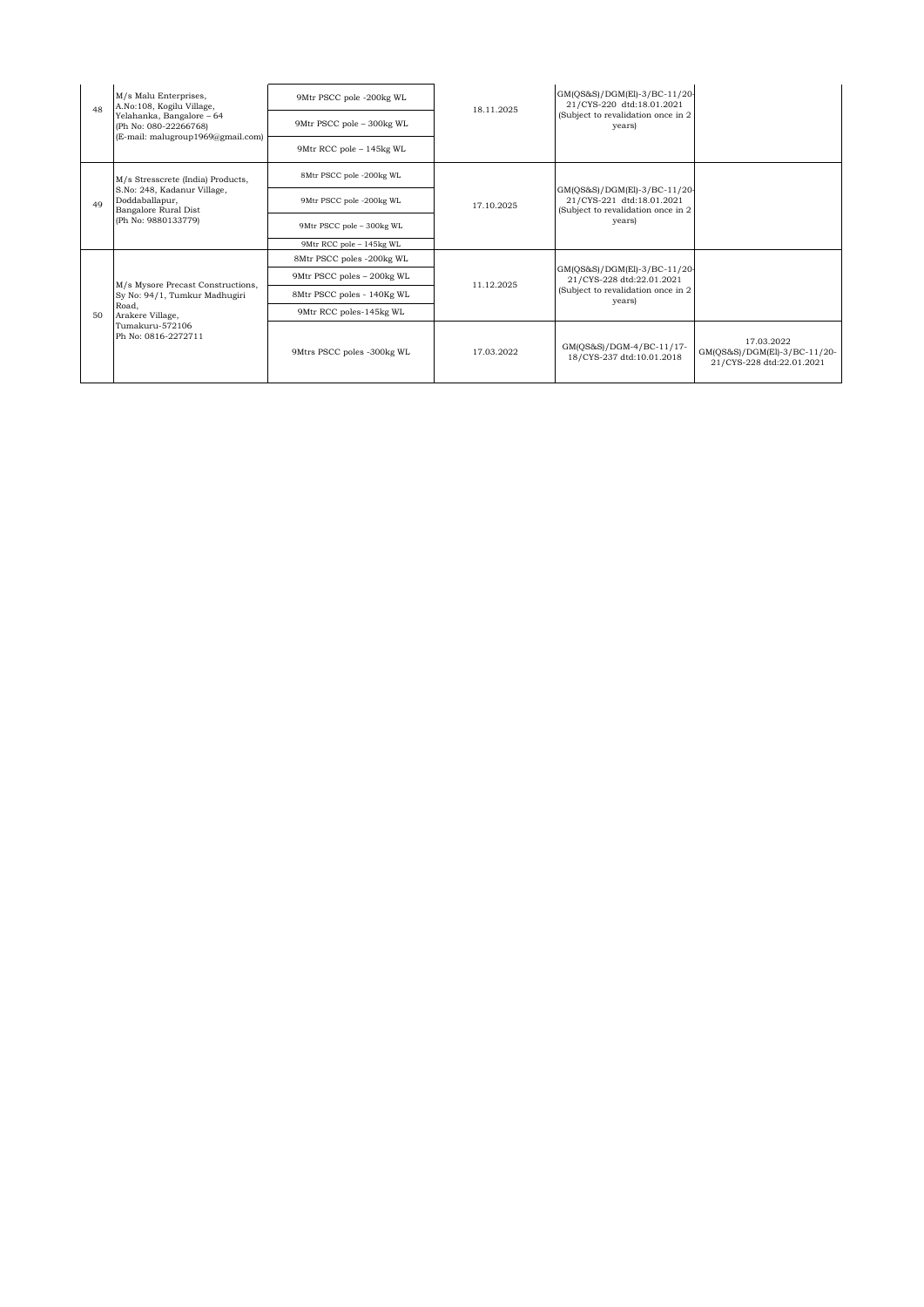| | | | | | |
|---|---|---|---|---|---|
| 48 | M/s Malu Enterprises, A.No:108, Kogilu Village, Yelahanka, Bangalore – 64 (Ph No: 080-22266768) (E-mail: malugroup1969@gmail.com) | 9Mtr PSCC pole -200kg WL | 18.11.2025 | GM(QS&S)/DGM(El)-3/BC-11/20-21/CYS-220 dtd:18.01.2021 (Subject to revalidation once in 2 years) | |
| | | 9Mtr PSCC pole – 300kg WL | | | |
| | | 9Mtr RCC pole – 145kg WL | | | |
| 49 | M/s Stresscrete (India) Products, S.No: 248, Kadanur Village, Doddaballapur, Bangalore Rural Dist (Ph No: 9880133779) | 8Mtr PSCC pole -200kg WL | 17.10.2025 | GM(QS&S)/DGM(El)-3/BC-11/20-21/CYS-221 dtd:18.01.2021 (Subject to revalidation once in 2 years) | |
| | | 9Mtr PSCC pole -200kg WL | | | |
| | | 9Mtr PSCC pole – 300kg WL | | | |
| | | 9Mtr RCC pole – 145kg WL | | | |
| 50 | M/s Mysore Precast Constructions, Sy No: 94/1, Tumkur Madhugiri Road, Arakere Village, Tumakuru-572106 Ph No: 0816-2272711 | 8Mtr PSCC poles -200kg WL | 11.12.2025 | GM(QS&S)/DGM(El)-3/BC-11/20-21/CYS-228 dtd:22.01.2021 (Subject to revalidation once in 2 years) | |
| | | 9Mtr PSCC poles – 200kg WL | | | |
| | | 8Mtr PSCC poles - 140Kg WL | | | |
| | | 9Mtr RCC poles-145kg WL | | | |
| | | 9Mtrs PSCC poles -300kg WL | 17.03.2022 | GM(QS&S)/DGM-4/BC-11/17-18/CYS-237 dtd:10.01.2018 | 17.03.2022 GM(QS&S)/DGM(El)-3/BC-11/20-21/CYS-228 dtd:22.01.2021 |